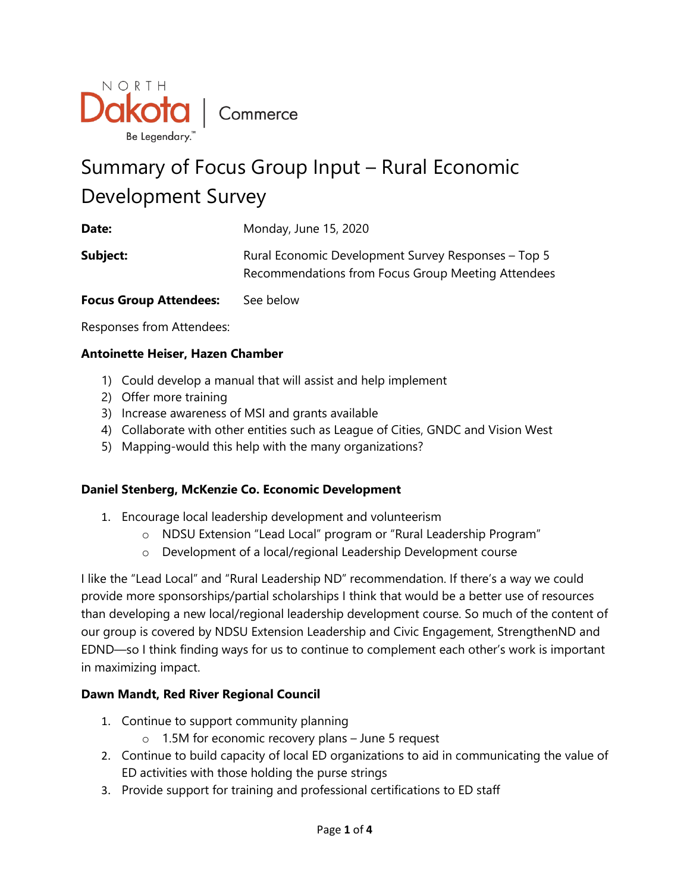NORTH Dakota | Commerce

Be Legendary.™

# Summary of Focus Group Input – Rural Economic Development Survey

**Date:** Monday, June 15, 2020

**Subject:** Rural Economic Development Survey Responses – Top 5 Recommendations from Focus Group Meeting Attendees

**Focus Group Attendees:** See below

Responses from Attendees:

**Antoinette Heiser, Hazen Chamber**

1) Could develop a manual that will assist and help implement
2) Offer more training
3) Increase awareness of MSI and grants available
4) Collaborate with other entities such as League of Cities, GNDC and Vision West
5) Mapping-would this help with the many organizations?

**Daniel Stenberg, McKenzie Co. Economic Development**

1. Encourage local leadership development and volunteerism
   - NDSU Extension "Lead Local" program or "Rural Leadership Program"
   - Development of a local/regional Leadership Development course

I like the "Lead Local" and "Rural Leadership ND" recommendation. If there's a way we could provide more sponsorships/partial scholarships I think that would be a better use of resources than developing a new local/regional leadership development course. So much of the content of our group is covered by NDSU Extension Leadership and Civic Engagement, StrengthenND and EDND—so I think finding ways for us to continue to complement each other's work is important in maximizing impact.

**Dawn Mandt, Red River Regional Council**

1. Continue to support community planning
   - 1.5M for economic recovery plans – June 5 request
2. Continue to build capacity of local ED organizations to aid in communicating the value of ED activities with those holding the purse strings
3. Provide support for training and professional certifications to ED staff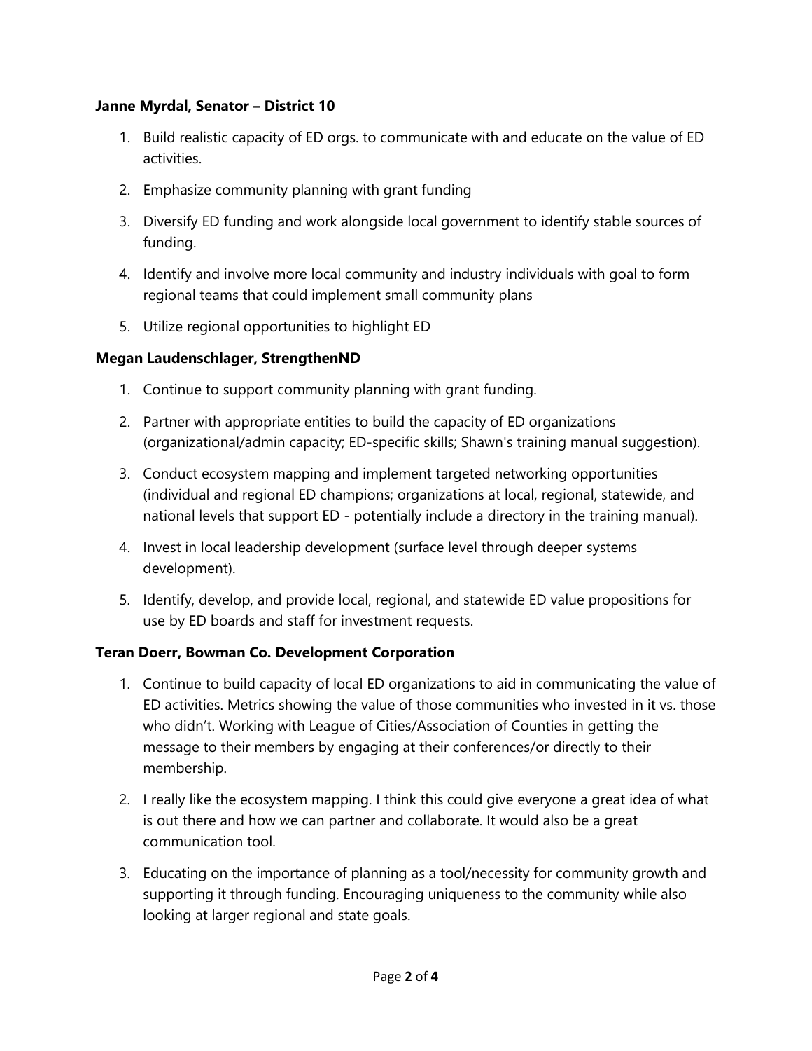**Janne Myrdal, Senator – District 10**

1. Build realistic capacity of ED orgs. to communicate with and educate on the value of ED activities.
2. Emphasize community planning with grant funding
3. Diversify ED funding and work alongside local government to identify stable sources of funding.
4. Identify and involve more local community and industry individuals with goal to form regional teams that could implement small community plans
5. Utilize regional opportunities to highlight ED

**Megan Laudenschlager, StrengthenND**

1. Continue to support community planning with grant funding.
2. Partner with appropriate entities to build the capacity of ED organizations (organizational/admin capacity; ED-specific skills; Shawn's training manual suggestion).
3. Conduct ecosystem mapping and implement targeted networking opportunities (individual and regional ED champions; organizations at local, regional, statewide, and national levels that support ED - potentially include a directory in the training manual).
4. Invest in local leadership development (surface level through deeper systems development).
5. Identify, develop, and provide local, regional, and statewide ED value propositions for use by ED boards and staff for investment requests.

**Teran Doerr, Bowman Co. Development Corporation**

1. Continue to build capacity of local ED organizations to aid in communicating the value of ED activities. Metrics showing the value of those communities who invested in it vs. those who didn't. Working with League of Cities/Association of Counties in getting the message to their members by engaging at their conferences/or directly to their membership.
2. I really like the ecosystem mapping. I think this could give everyone a great idea of what is out there and how we can partner and collaborate. It would also be a great communication tool.
3. Educating on the importance of planning as a tool/necessity for community growth and supporting it through funding. Encouraging uniqueness to the community while also looking at larger regional and state goals.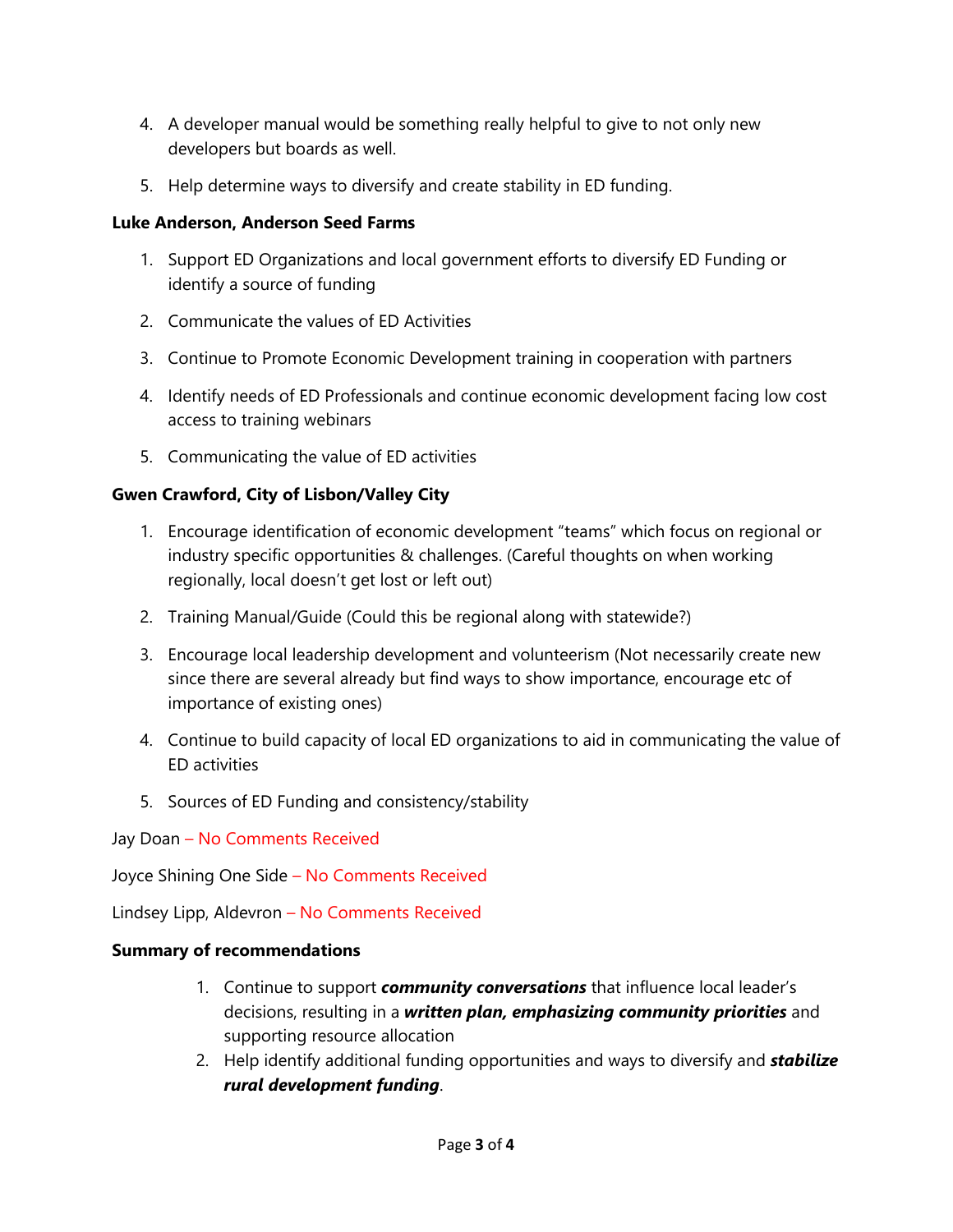4. A developer manual would be something really helpful to give to not only new developers but boards as well.
5. Help determine ways to diversify and create stability in ED funding.

**Luke Anderson, Anderson Seed Farms**

1. Support ED Organizations and local government efforts to diversify ED Funding or identify a source of funding
2. Communicate the values of ED Activities
3. Continue to Promote Economic Development training in cooperation with partners
4. Identify needs of ED Professionals and continue economic development facing low cost access to training webinars
5. Communicating the value of ED activities

**Gwen Crawford, City of Lisbon/Valley City**

1. Encourage identification of economic development "teams" which focus on regional or industry specific opportunities & challenges. (Careful thoughts on when working regionally, local doesn't get lost or left out)
2. Training Manual/Guide (Could this be regional along with statewide?)
3. Encourage local leadership development and volunteerism (Not necessarily create new since there are several already but find ways to show importance, encourage etc of importance of existing ones)
4. Continue to build capacity of local ED organizations to aid in communicating the value of ED activities
5. Sources of ED Funding and consistency/stability

Jay Doan – No Comments Received

Joyce Shining One Side – No Comments Received

Lindsey Lipp, Aldevron – No Comments Received

**Summary of recommendations**

1. Continue to support ***community conversations*** that influence local leader's decisions, resulting in a ***written plan, emphasizing community priorities*** and supporting resource allocation
2. Help identify additional funding opportunities and ways to diversify and ***stabilize rural development funding***.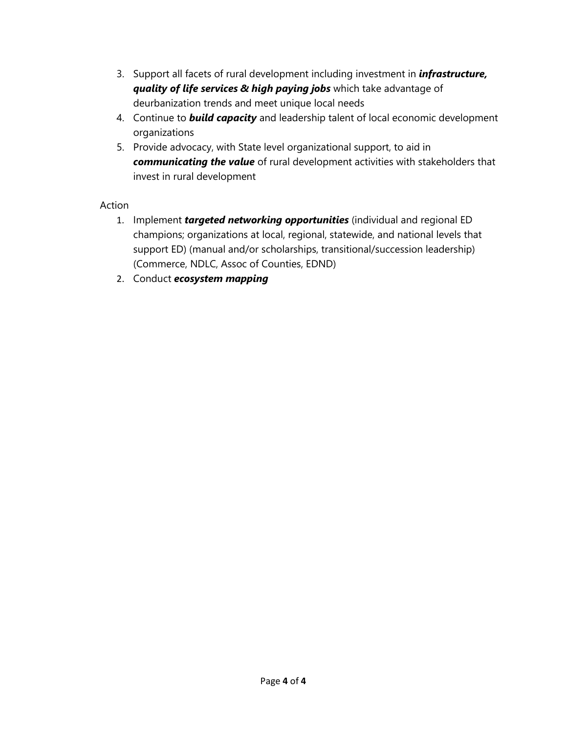3. Support all facets of rural development including investment in ***infrastructure, quality of life services & high paying jobs*** which take advantage of deurbanization trends and meet unique local needs
4. Continue to ***build capacity*** and leadership talent of local economic development organizations
5. Provide advocacy, with State level organizational support, to aid in ***communicating the value*** of rural development activities with stakeholders that invest in rural development

Action

1. Implement ***targeted networking opportunities*** (individual and regional ED champions; organizations at local, regional, statewide, and national levels that support ED) (manual and/or scholarships, transitional/succession leadership) (Commerce, NDLC, Assoc of Counties, EDND)
2. Conduct ***ecosystem mapping***